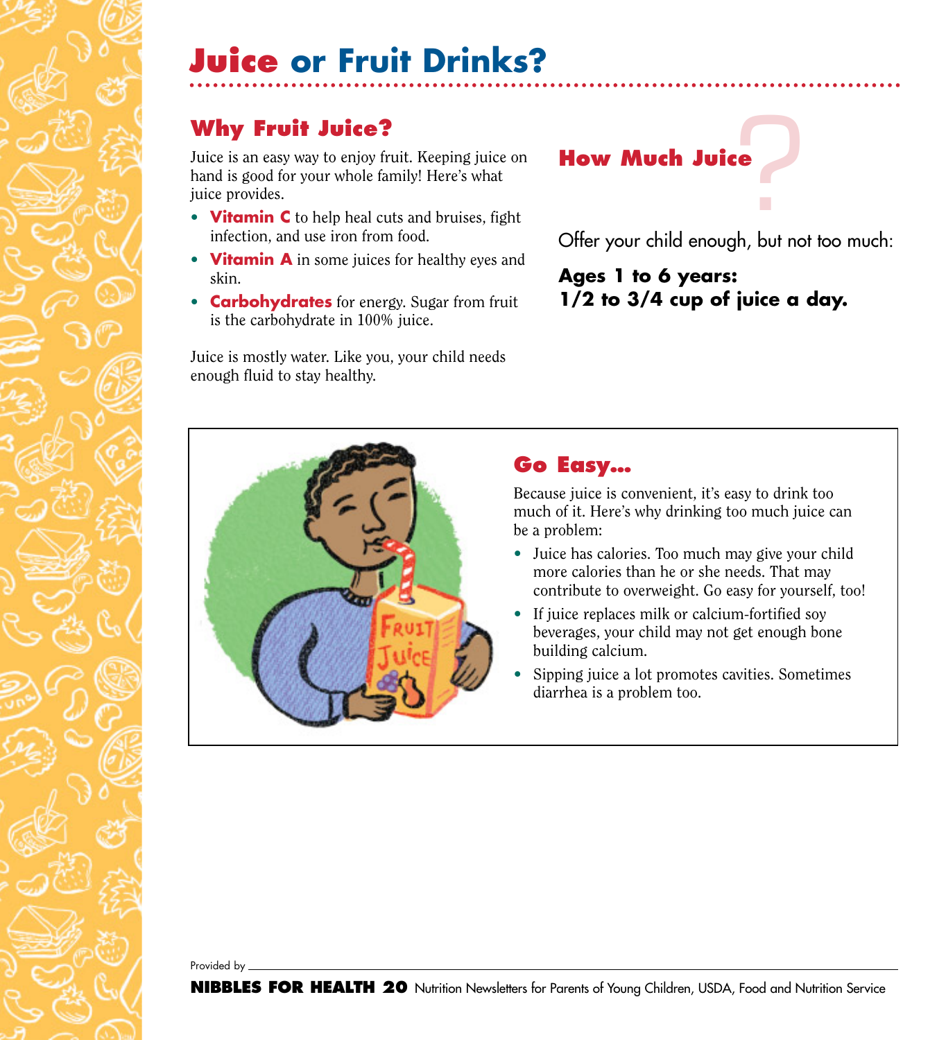# Juice or Fruit Drinks?

## Why Fruit Juice?

Juice is an easy way to enjoy fruit. Keeping juice on hand is good for your whole family! Here's what juice provides.

- **Vitamin C** to help heal cuts and bruises, fight infection, and use iron from food.
- **Vitamin A** in some juices for healthy eyes and skin.
- **Carbohydrates** for energy. Sugar from fruit is the carbohydrate in 100% juice.

Juice is mostly water. Like you, your child needs enough fluid to stay healthy.

## How Much Juice?

Offer your child enough, but not too much:

**Ages 1 to 6 years:**
**1/2 to 3/4 cup of juice a day.**

## Go Easy...

Because juice is convenient, it's easy to drink too much of it. Here's why drinking too much juice can be a problem:

- Juice has calories. Too much may give your child more calories than he or she needs. That may contribute to overweight. Go easy for yourself, too!
- If juice replaces milk or calcium-fortified soy beverages, your child may not get enough bone building calcium.
- Sipping juice a lot promotes cavities. Sometimes diarrhea is a problem too.

Provided by ____________________

**NIBBLES FOR HEALTH 20** Nutrition Newsletters for Parents of Young Children, USDA, Food and Nutrition Service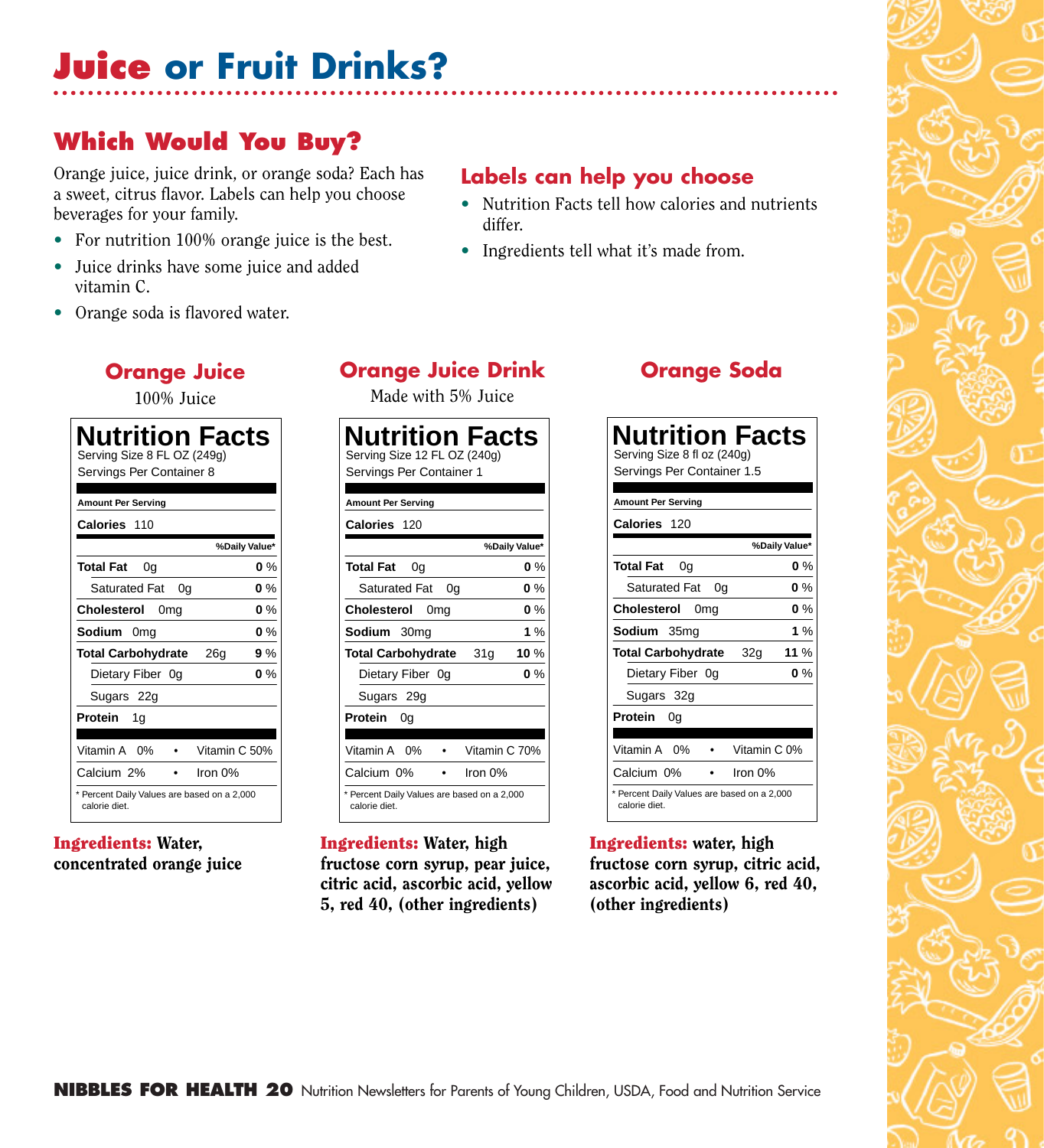# Juice or Fruit Drinks?

## Which Would You Buy?

Orange juice, juice drink, or orange soda? Each has a sweet, citrus flavor. Labels can help you choose beverages for your family.

- For nutrition 100% orange juice is the best.
- Juice drinks have some juice and added vitamin C.
- Orange soda is flavored water.

## Labels can help you choose

- Nutrition Facts tell how calories and nutrients differ.
- Ingredients tell what it's made from.

### Orange Juice

100% Juice

**Nutrition Facts**
Serving Size 8 FL OZ (249g)
Servings Per Container 8

| Amount Per Serving | | %Daily Value* |
|---|---|---|
| **Calories** 110 | | |
| **Total Fat** | 0g | **0** % |
| Saturated Fat | 0g | **0** % |
| **Cholesterol** | 0mg | **0** % |
| **Sodium** | 0mg | **0** % |
| **Total Carbohydrate** | 26g | **9** % |
| Dietary Fiber | 0g | **0** % |
| Sugars | 22g | |
| **Protein** | 1g | |
| Vitamin A 0% | • | Vitamin C 50% |
| Calcium 2% | • | Iron 0% |

\* Percent Daily Values are based on a 2,000 calorie diet.

**Ingredients:** Water, concentrated orange juice

### Orange Juice Drink

Made with 5% Juice

**Nutrition Facts**
Serving Size 12 FL OZ (240g)
Servings Per Container 1

| Amount Per Serving | | %Daily Value* |
|---|---|---|
| **Calories** 120 | | |
| **Total Fat** | 0g | **0** % |
| Saturated Fat | 0g | **0** % |
| **Cholesterol** | 0mg | **0** % |
| **Sodium** | 30mg | **1** % |
| **Total Carbohydrate** | 31g | **10** % |
| Dietary Fiber | 0g | **0** % |
| Sugars | 29g | |
| **Protein** | 0g | |
| Vitamin A 0% | • | Vitamin C 70% |
| Calcium 0% | • | Iron 0% |

\* Percent Daily Values are based on a 2,000 calorie diet.

**Ingredients:** Water, high fructose corn syrup, pear juice, citric acid, ascorbic acid, yellow 5, red 40, (other ingredients)

### Orange Soda

**Nutrition Facts**
Serving Size 8 fl oz (240g)
Servings Per Container 1.5

| Amount Per Serving | | %Daily Value* |
|---|---|---|
| **Calories** 120 | | |
| **Total Fat** | 0g | **0** % |
| Saturated Fat | 0g | **0** % |
| **Cholesterol** | 0mg | **0** % |
| **Sodium** | 35mg | **1** % |
| **Total Carbohydrate** | 32g | **11** % |
| Dietary Fiber | 0g | **0** % |
| Sugars | 32g | |
| **Protein** | 0g | |
| Vitamin A 0% | • | Vitamin C 0% |
| Calcium 0% | • | Iron 0% |

\* Percent Daily Values are based on a 2,000 calorie diet.

**Ingredients:** water, high fructose corn syrup, citric acid, ascorbic acid, yellow 6, red 40, (other ingredients)

**NIBBLES FOR HEALTH 20** Nutrition Newsletters for Parents of Young Children, USDA, Food and Nutrition Service